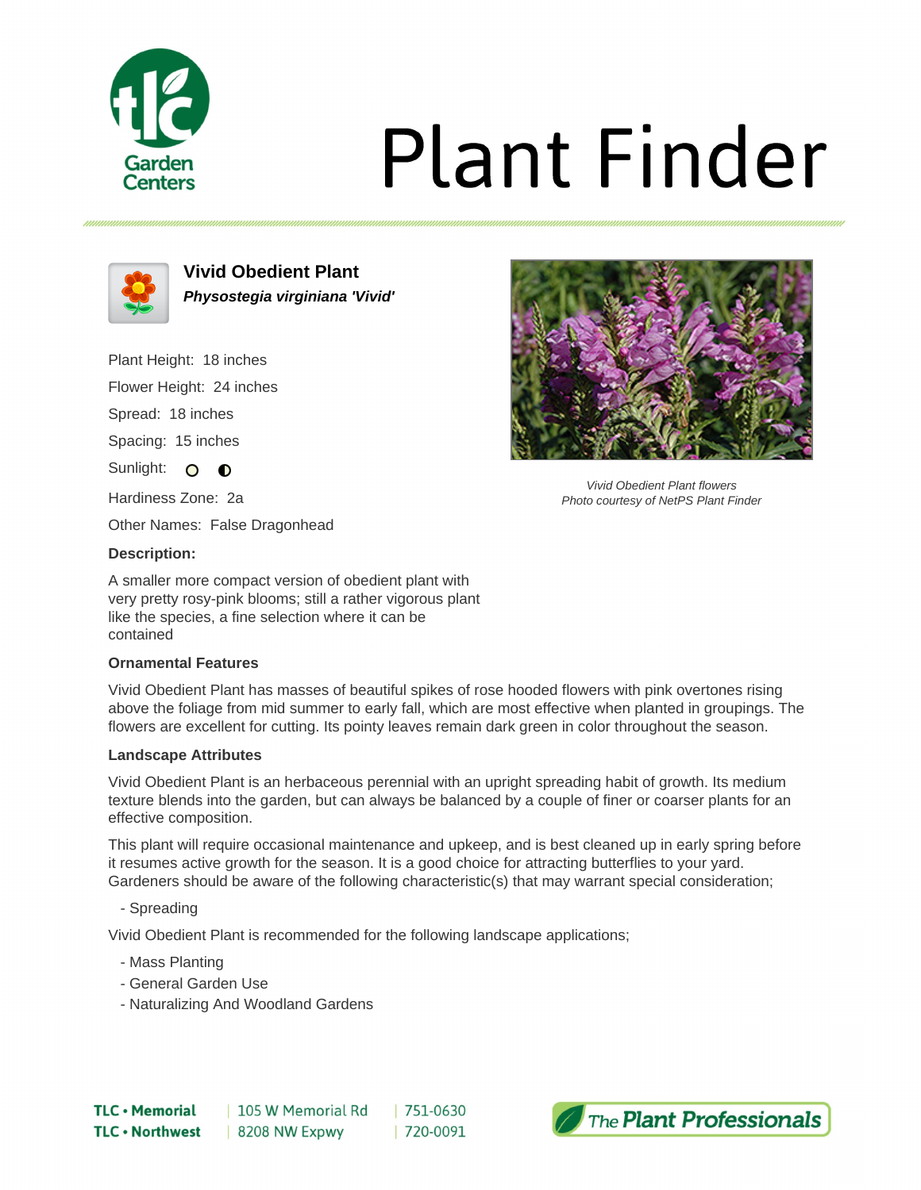# Plant Finder

## Vivid Obedient Plant

***Physostegia virginiana 'Vivid'***

Plant Height: 18 inches

Flower Height: 24 inches

Spread: 18 inches

Spacing: 15 inches

Sunlight:

Hardiness Zone: 2a

Other Names: False Dragonhead

*Vivid Obedient Plant flowers*
*Photo courtesy of NetPS Plant Finder*

**Description:**

A smaller more compact version of obedient plant with very pretty rosy-pink blooms; still a rather vigorous plant like the species, a fine selection where it can be contained

**Ornamental Features**

Vivid Obedient Plant has masses of beautiful spikes of rose hooded flowers with pink overtones rising above the foliage from mid summer to early fall, which are most effective when planted in groupings. The flowers are excellent for cutting. Its pointy leaves remain dark green in color throughout the season.

**Landscape Attributes**

Vivid Obedient Plant is an herbaceous perennial with an upright spreading habit of growth. Its medium texture blends into the garden, but can always be balanced by a couple of finer or coarser plants for an effective composition.

This plant will require occasional maintenance and upkeep, and is best cleaned up in early spring before it resumes active growth for the season. It is a good choice for attracting butterflies to your yard. Gardeners should be aware of the following characteristic(s) that may warrant special consideration;

- Spreading

Vivid Obedient Plant is recommended for the following landscape applications;

- Mass Planting
- General Garden Use
- Naturalizing And Woodland Gardens

| | | |
|---|---|---|
| **TLC • Memorial** | 105 W Memorial Rd | 751-0630 |
| **TLC • Northwest** | 8208 NW Expwy | 720-0091 |

*The* ***Plant Professionals***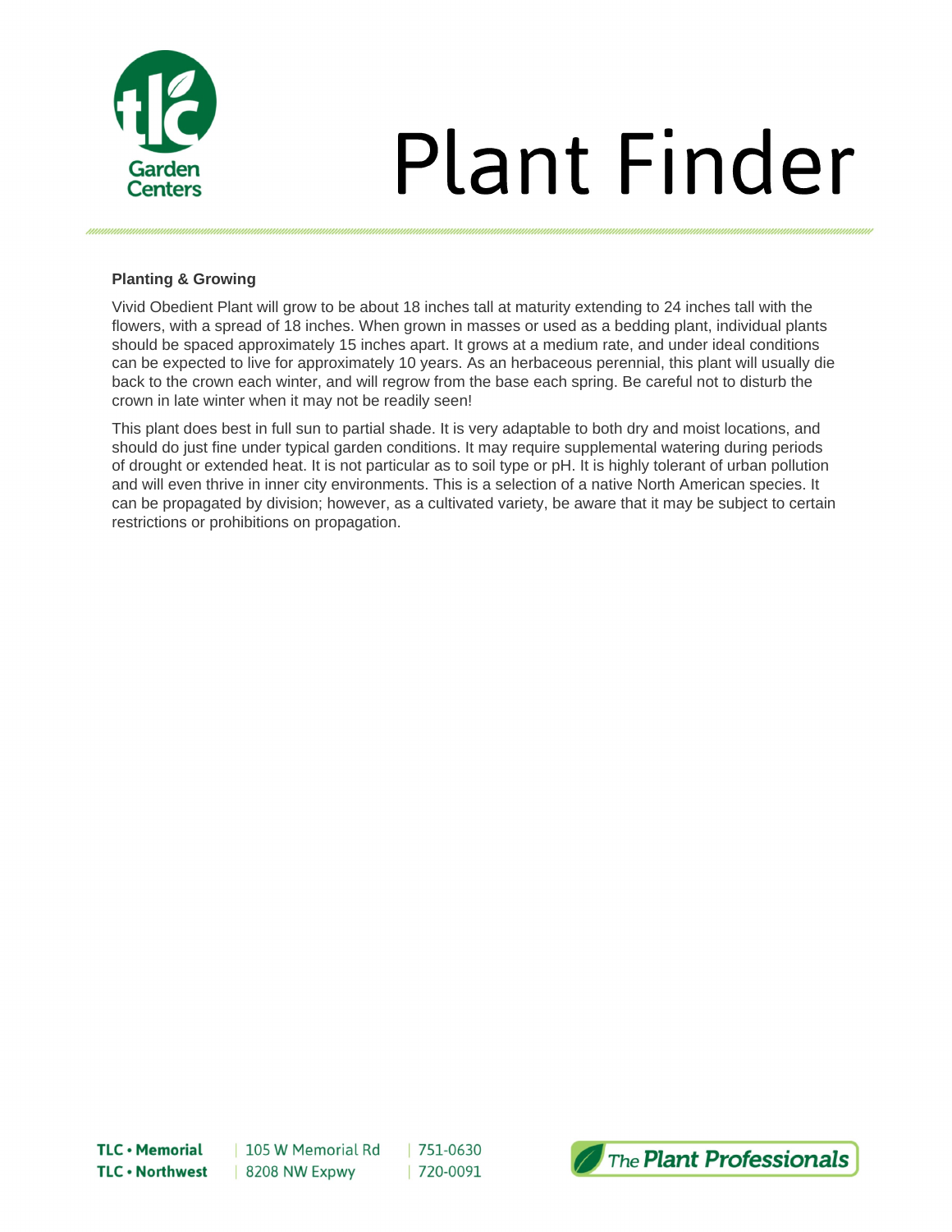## Planting & Growing

Vivid Obedient Plant will grow to be about 18 inches tall at maturity extending to 24 inches tall with the flowers, with a spread of 18 inches. When grown in masses or used as a bedding plant, individual plants should be spaced approximately 15 inches apart. It grows at a medium rate, and under ideal conditions can be expected to live for approximately 10 years. As an herbaceous perennial, this plant will usually die back to the crown each winter, and will regrow from the base each spring. Be careful not to disturb the crown in late winter when it may not be readily seen!

This plant does best in full sun to partial shade. It is very adaptable to both dry and moist locations, and should do just fine under typical garden conditions. It may require supplemental watering during periods of drought or extended heat. It is not particular as to soil type or pH. It is highly tolerant of urban pollution and will even thrive in inner city environments. This is a selection of a native North American species. It can be propagated by division; however, as a cultivated variety, be aware that it may be subject to certain restrictions or prohibitions on propagation.